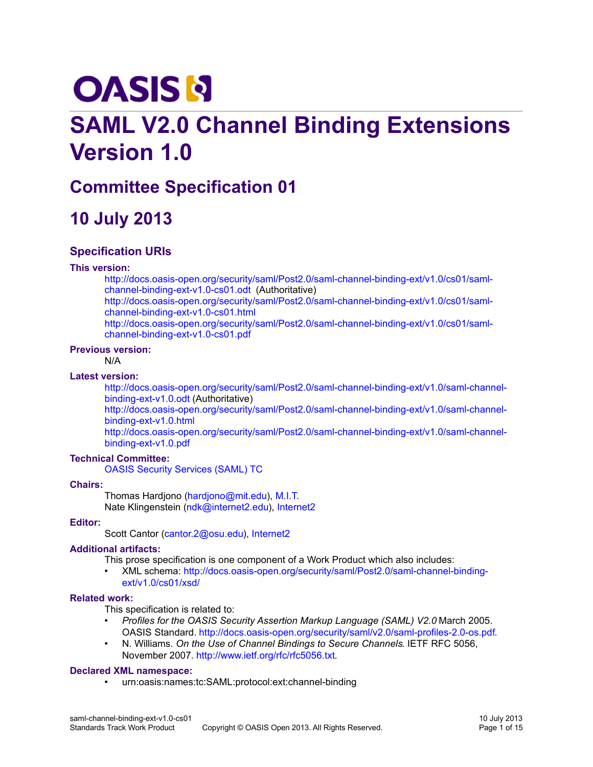OASIS

# SAML V2.0 Channel Binding Extensions Version 1.0

## Committee Specification 01

## 10 July 2013

### Specification URIs

**This version:**

http://docs.oasis-open.org/security/saml/Post2.0/saml-channel-binding-ext/v1.0/cs01/saml-channel-binding-ext-v1.0-cs01.odt (Authoritative)
http://docs.oasis-open.org/security/saml/Post2.0/saml-channel-binding-ext/v1.0/cs01/saml-channel-binding-ext-v1.0-cs01.html
http://docs.oasis-open.org/security/saml/Post2.0/saml-channel-binding-ext/v1.0/cs01/saml-channel-binding-ext-v1.0-cs01.pdf

**Previous version:**

N/A

**Latest version:**

http://docs.oasis-open.org/security/saml/Post2.0/saml-channel-binding-ext/v1.0/saml-channel-binding-ext-v1.0.odt (Authoritative)
http://docs.oasis-open.org/security/saml/Post2.0/saml-channel-binding-ext/v1.0/saml-channel-binding-ext-v1.0.html
http://docs.oasis-open.org/security/saml/Post2.0/saml-channel-binding-ext/v1.0/saml-channel-binding-ext-v1.0.pdf

**Technical Committee:**

OASIS Security Services (SAML) TC

**Chairs:**

Thomas Hardjono (hardjono@mit.edu), M.I.T.
Nate Klingenstein (ndk@internet2.edu), Internet2

**Editor:**

Scott Cantor (cantor.2@osu.edu), Internet2

**Additional artifacts:**

This prose specification is one component of a Work Product which also includes:

- XML schema: http://docs.oasis-open.org/security/saml/Post2.0/saml-channel-binding-ext/v1.0/cs01/xsd/

**Related work:**

This specification is related to:

- *Profiles for the OASIS Security Assertion Markup Language (SAML) V2.0* March 2005. OASIS Standard. http://docs.oasis-open.org/security/saml/v2.0/saml-profiles-2.0-os.pdf.
- N. Williams. *On the Use of Channel Bindings to Secure Channels*. IETF RFC 5056, November 2007. http://www.ietf.org/rfc/rfc5056.txt.

**Declared XML namespace:**

- urn:oasis:names:tc:SAML:protocol:ext:channel-binding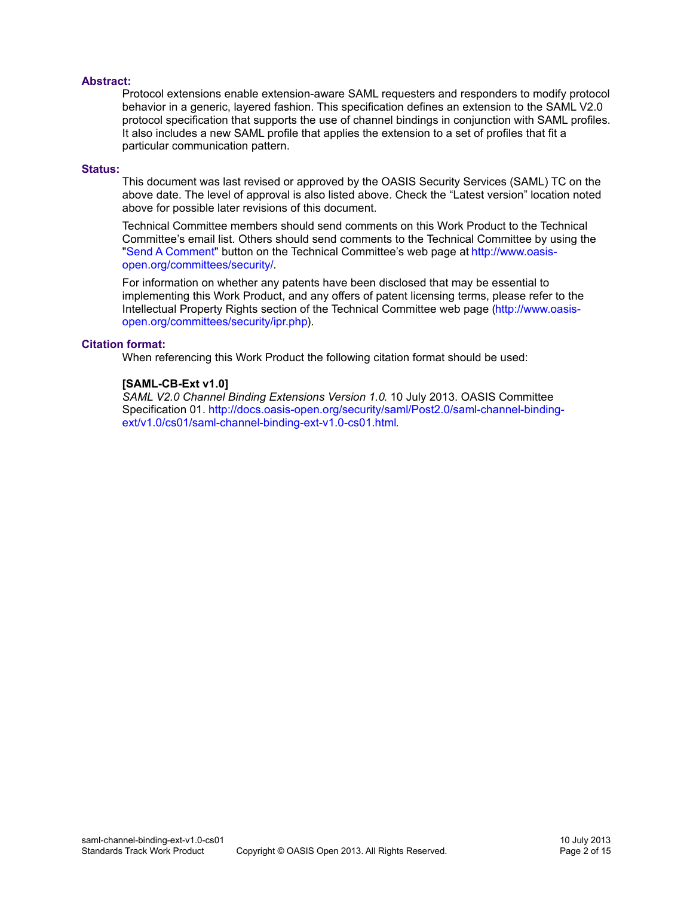**Abstract:**

Protocol extensions enable extension-aware SAML requesters and responders to modify protocol behavior in a generic, layered fashion. This specification defines an extension to the SAML V2.0 protocol specification that supports the use of channel bindings in conjunction with SAML profiles. It also includes a new SAML profile that applies the extension to a set of profiles that fit a particular communication pattern.

**Status:**

This document was last revised or approved by the OASIS Security Services (SAML) TC on the above date. The level of approval is also listed above. Check the “Latest version” location noted above for possible later revisions of this document.

Technical Committee members should send comments on this Work Product to the Technical Committee’s email list. Others should send comments to the Technical Committee by using the "Send A Comment" button on the Technical Committee’s web page at http://www.oasis-open.org/committees/security/.

For information on whether any patents have been disclosed that may be essential to implementing this Work Product, and any offers of patent licensing terms, please refer to the Intellectual Property Rights section of the Technical Committee web page (http://www.oasis-open.org/committees/security/ipr.php).

**Citation format:**

When referencing this Work Product the following citation format should be used:

**[SAML-CB-Ext v1.0]**
*SAML V2.0 Channel Binding Extensions Version 1.0*. 10 July 2013. OASIS Committee Specification 01. http://docs.oasis-open.org/security/saml/Post2.0/saml-channel-binding-ext/v1.0/cs01/saml-channel-binding-ext-v1.0-cs01.html.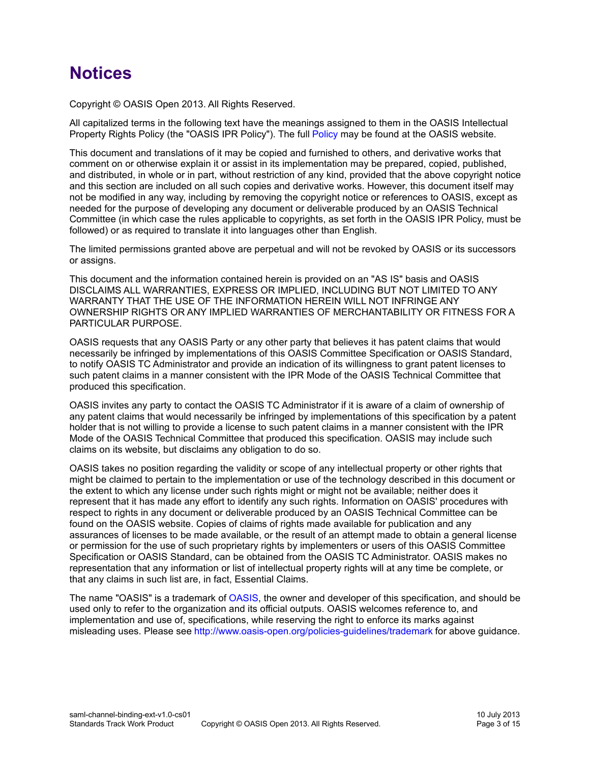# Notices

Copyright © OASIS Open 2013. All Rights Reserved.

All capitalized terms in the following text have the meanings assigned to them in the OASIS Intellectual Property Rights Policy (the "OASIS IPR Policy"). The full Policy may be found at the OASIS website.

This document and translations of it may be copied and furnished to others, and derivative works that comment on or otherwise explain it or assist in its implementation may be prepared, copied, published, and distributed, in whole or in part, without restriction of any kind, provided that the above copyright notice and this section are included on all such copies and derivative works. However, this document itself may not be modified in any way, including by removing the copyright notice or references to OASIS, except as needed for the purpose of developing any document or deliverable produced by an OASIS Technical Committee (in which case the rules applicable to copyrights, as set forth in the OASIS IPR Policy, must be followed) or as required to translate it into languages other than English.

The limited permissions granted above are perpetual and will not be revoked by OASIS or its successors or assigns.

This document and the information contained herein is provided on an "AS IS" basis and OASIS DISCLAIMS ALL WARRANTIES, EXPRESS OR IMPLIED, INCLUDING BUT NOT LIMITED TO ANY WARRANTY THAT THE USE OF THE INFORMATION HEREIN WILL NOT INFRINGE ANY OWNERSHIP RIGHTS OR ANY IMPLIED WARRANTIES OF MERCHANTABILITY OR FITNESS FOR A PARTICULAR PURPOSE.

OASIS requests that any OASIS Party or any other party that believes it has patent claims that would necessarily be infringed by implementations of this OASIS Committee Specification or OASIS Standard, to notify OASIS TC Administrator and provide an indication of its willingness to grant patent licenses to such patent claims in a manner consistent with the IPR Mode of the OASIS Technical Committee that produced this specification.

OASIS invites any party to contact the OASIS TC Administrator if it is aware of a claim of ownership of any patent claims that would necessarily be infringed by implementations of this specification by a patent holder that is not willing to provide a license to such patent claims in a manner consistent with the IPR Mode of the OASIS Technical Committee that produced this specification. OASIS may include such claims on its website, but disclaims any obligation to do so.

OASIS takes no position regarding the validity or scope of any intellectual property or other rights that might be claimed to pertain to the implementation or use of the technology described in this document or the extent to which any license under such rights might or might not be available; neither does it represent that it has made any effort to identify any such rights. Information on OASIS' procedures with respect to rights in any document or deliverable produced by an OASIS Technical Committee can be found on the OASIS website. Copies of claims of rights made available for publication and any assurances of licenses to be made available, or the result of an attempt made to obtain a general license or permission for the use of such proprietary rights by implementers or users of this OASIS Committee Specification or OASIS Standard, can be obtained from the OASIS TC Administrator. OASIS makes no representation that any information or list of intellectual property rights will at any time be complete, or that any claims in such list are, in fact, Essential Claims.

The name "OASIS" is a trademark of OASIS, the owner and developer of this specification, and should be used only to refer to the organization and its official outputs. OASIS welcomes reference to, and implementation and use of, specifications, while reserving the right to enforce its marks against misleading uses. Please see http://www.oasis-open.org/policies-guidelines/trademark for above guidance.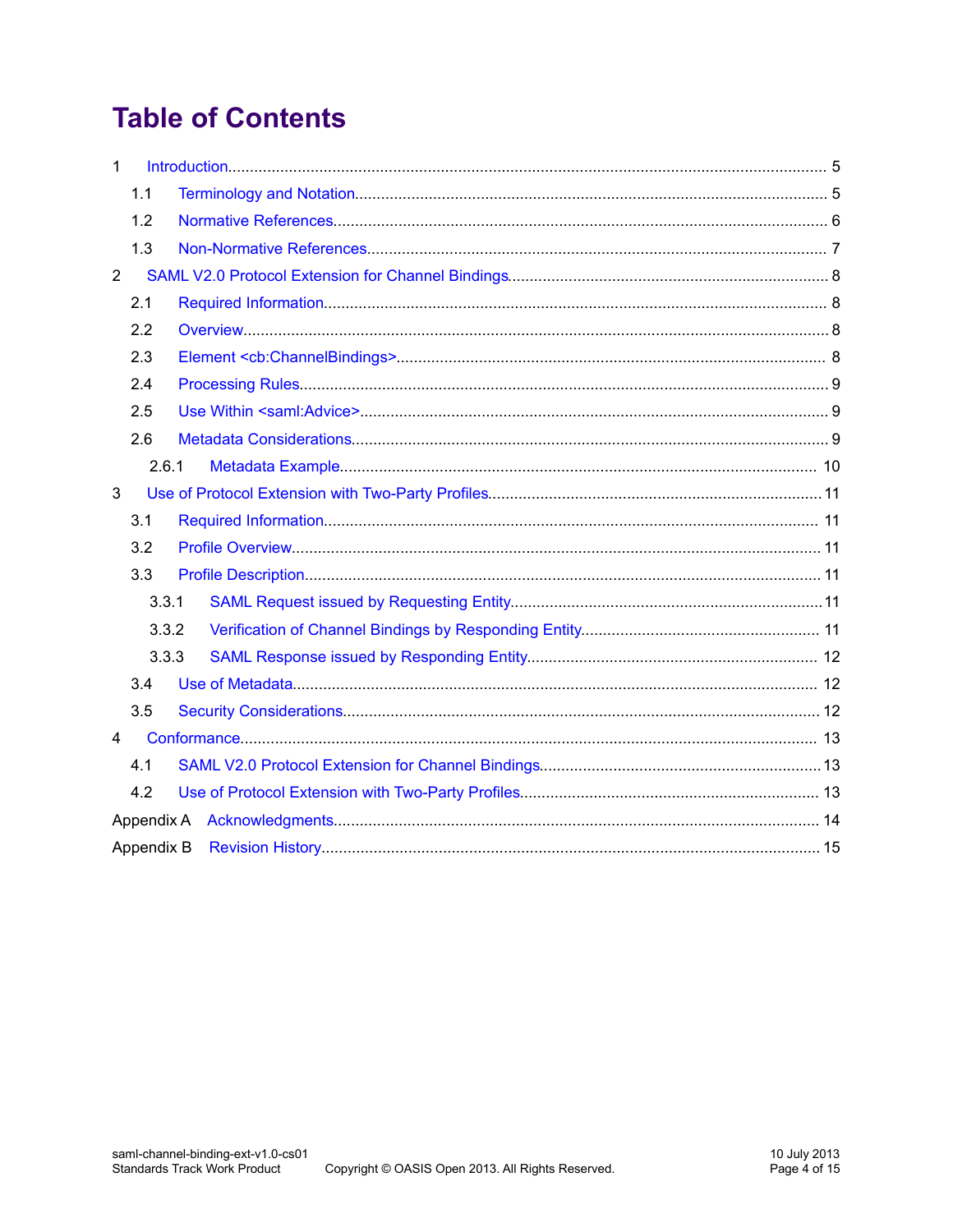# Table of Contents

1 Introduction ..... 5
  1.1 Terminology and Notation ..... 5
  1.2 Normative References ..... 6
  1.3 Non-Normative References ..... 7
2 SAML V2.0 Protocol Extension for Channel Bindings ..... 8
  2.1 Required Information ..... 8
  2.2 Overview ..... 8
  2.3 Element <cb:ChannelBindings> ..... 8
  2.4 Processing Rules ..... 9
  2.5 Use Within <saml:Advice> ..... 9
  2.6 Metadata Considerations ..... 9
    2.6.1 Metadata Example ..... 10
3 Use of Protocol Extension with Two-Party Profiles ..... 11
  3.1 Required Information ..... 11
  3.2 Profile Overview ..... 11
  3.3 Profile Description ..... 11
    3.3.1 SAML Request issued by Requesting Entity ..... 11
    3.3.2 Verification of Channel Bindings by Responding Entity ..... 11
    3.3.3 SAML Response issued by Responding Entity ..... 12
  3.4 Use of Metadata ..... 12
  3.5 Security Considerations ..... 12
4 Conformance ..... 13
  4.1 SAML V2.0 Protocol Extension for Channel Bindings ..... 13
  4.2 Use of Protocol Extension with Two-Party Profiles ..... 13
Appendix A Acknowledgments ..... 14
Appendix B Revision History ..... 15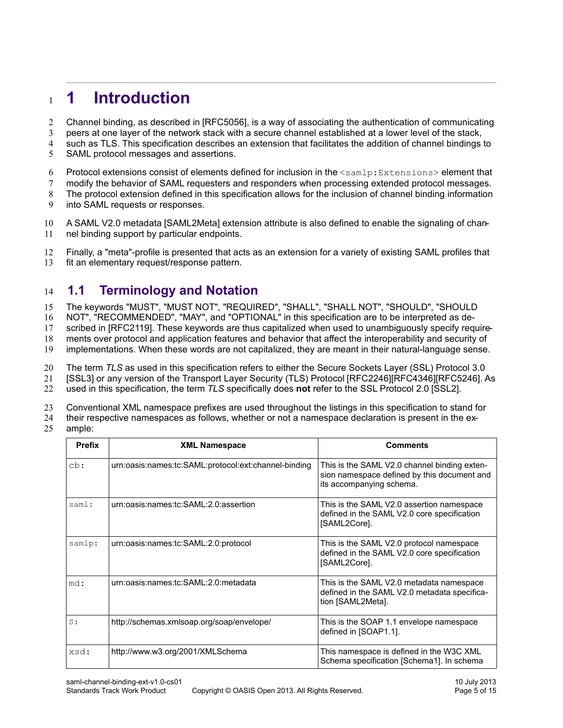# 1 Introduction

Channel binding, as described in [RFC5056], is a way of associating the authentication of communicating peers at one layer of the network stack with a secure channel established at a lower level of the stack, such as TLS. This specification describes an extension that facilitates the addition of channel bindings to SAML protocol messages and assertions.

Protocol extensions consist of elements defined for inclusion in the `<samlp:Extensions>` element that modify the behavior of SAML requesters and responders when processing extended protocol messages. The protocol extension defined in this specification allows for the inclusion of channel binding information into SAML requests or responses.

A SAML V2.0 metadata [SAML2Meta] extension attribute is also defined to enable the signaling of channel binding support by particular endpoints.

Finally, a "meta"-profile is presented that acts as an extension for a variety of existing SAML profiles that fit an elementary request/response pattern.

## 1.1 Terminology and Notation

The keywords "MUST", "MUST NOT", "REQUIRED", "SHALL", "SHALL NOT", "SHOULD", "SHOULD NOT", "RECOMMENDED", "MAY", and "OPTIONAL" in this specification are to be interpreted as described in [RFC2119]. These keywords are thus capitalized when used to unambiguously specify requirements over protocol and application features and behavior that affect the interoperability and security of implementations. When these words are not capitalized, they are meant in their natural-language sense.

The term *TLS* as used in this specification refers to either the Secure Sockets Layer (SSL) Protocol 3.0 [SSL3] or any version of the Transport Layer Security (TLS) Protocol [RFC2246][RFC4346][RFC5246]. As used in this specification, the term *TLS* specifically does **not** refer to the SSL Protocol 2.0 [SSL2].

Conventional XML namespace prefixes are used throughout the listings in this specification to stand for their respective namespaces as follows, whether or not a namespace declaration is present in the example:

| Prefix | XML Namespace | Comments |
|---|---|---|
| `cb:` | urn:oasis:names:tc:SAML:protocol:ext:channel-binding | This is the SAML V2.0 channel binding extension namespace defined by this document and its accompanying schema. |
| `saml:` | urn:oasis:names:tc:SAML:2.0:assertion | This is the SAML V2.0 assertion namespace defined in the SAML V2.0 core specification [SAML2Core]. |
| `samlp:` | urn:oasis:names:tc:SAML:2.0:protocol | This is the SAML V2.0 protocol namespace defined in the SAML V2.0 core specification [SAML2Core]. |
| `md:` | urn:oasis:names:tc:SAML:2.0:metadata | This is the SAML V2.0 metadata namespace defined in the SAML V2.0 metadata specification [SAML2Meta]. |
| `S:` | http://schemas.xmlsoap.org/soap/envelope/ | This is the SOAP 1.1 envelope namespace defined in [SOAP1.1]. |
| `xsd:` | http://www.w3.org/2001/XMLSchema | This namespace is defined in the W3C XML Schema specification [Schema1]. In schema |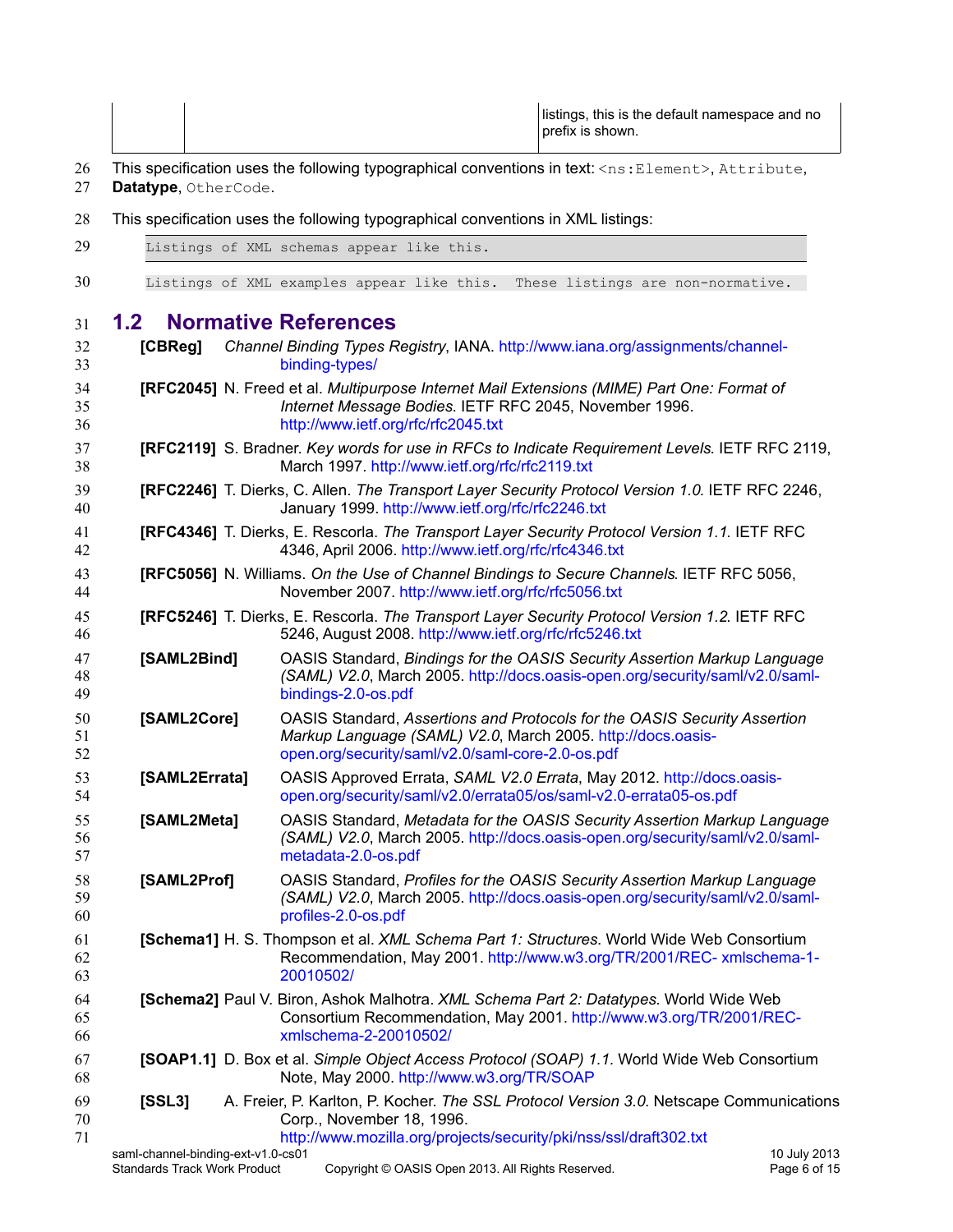| | | listings, this is the default namespace and no prefix is shown. |
|---|---|---|

This specification uses the following typographical conventions in text: `<ns:Element>`, `Attribute`, **Datatype**, `OtherCode`.

This specification uses the following typographical conventions in XML listings:

```
Listings of XML schemas appear like this.
```

```
Listings of XML examples appear like this.  These listings are non-normative.
```

## 1.2 Normative References

**[CBReg]** *Channel Binding Types Registry*, IANA. http://www.iana.org/assignments/channel-binding-types/

**[RFC2045]** N. Freed et al. *Multipurpose Internet Mail Extensions (MIME) Part One: Format of Internet Message Bodies*. IETF RFC 2045, November 1996. http://www.ietf.org/rfc/rfc2045.txt

**[RFC2119]** S. Bradner. *Key words for use in RFCs to Indicate Requirement Levels*. IETF RFC 2119, March 1997. http://www.ietf.org/rfc/rfc2119.txt

**[RFC2246]** T. Dierks, C. Allen. *The Transport Layer Security Protocol Version 1.0*. IETF RFC 2246, January 1999. http://www.ietf.org/rfc/rfc2246.txt

**[RFC4346]** T. Dierks, E. Rescorla. *The Transport Layer Security Protocol Version 1.1*. IETF RFC 4346, April 2006. http://www.ietf.org/rfc/rfc4346.txt

**[RFC5056]** N. Williams. *On the Use of Channel Bindings to Secure Channels*. IETF RFC 5056, November 2007. http://www.ietf.org/rfc/rfc5056.txt

**[RFC5246]** T. Dierks, E. Rescorla. *The Transport Layer Security Protocol Version 1.2*. IETF RFC 5246, August 2008. http://www.ietf.org/rfc/rfc5246.txt

**[SAML2Bind]** OASIS Standard, *Bindings for the OASIS Security Assertion Markup Language (SAML) V2.0*, March 2005. http://docs.oasis-open.org/security/saml/v2.0/saml-bindings-2.0-os.pdf

**[SAML2Core]** OASIS Standard, *Assertions and Protocols for the OASIS Security Assertion Markup Language (SAML) V2.0*, March 2005. http://docs.oasis-open.org/security/saml/v2.0/saml-core-2.0-os.pdf

**[SAML2Errata]** OASIS Approved Errata, *SAML V2.0 Errata*, May 2012. http://docs.oasis-open.org/security/saml/v2.0/errata05/os/saml-v2.0-errata05-os.pdf

**[SAML2Meta]** OASIS Standard, *Metadata for the OASIS Security Assertion Markup Language (SAML) V2.0*, March 2005. http://docs.oasis-open.org/security/saml/v2.0/saml-metadata-2.0-os.pdf

**[SAML2Prof]** OASIS Standard, *Profiles for the OASIS Security Assertion Markup Language (SAML) V2.0*, March 2005. http://docs.oasis-open.org/security/saml/v2.0/saml-profiles-2.0-os.pdf

**[Schema1]** H. S. Thompson et al. *XML Schema Part 1: Structures*. World Wide Web Consortium Recommendation, May 2001. http://www.w3.org/TR/2001/REC- xmlschema-1-20010502/

**[Schema2]** Paul V. Biron, Ashok Malhotra. *XML Schema Part 2: Datatypes*. World Wide Web Consortium Recommendation, May 2001. http://www.w3.org/TR/2001/REC-xmlschema-2-20010502/

**[SOAP1.1]** D. Box et al. *Simple Object Access Protocol (SOAP) 1.1*. World Wide Web Consortium Note, May 2000. http://www.w3.org/TR/SOAP

**[SSL3]** A. Freier, P. Karlton, P. Kocher. *The SSL Protocol Version 3.0*. Netscape Communications Corp., November 18, 1996. http://www.mozilla.org/projects/security/pki/nss/ssl/draft302.txt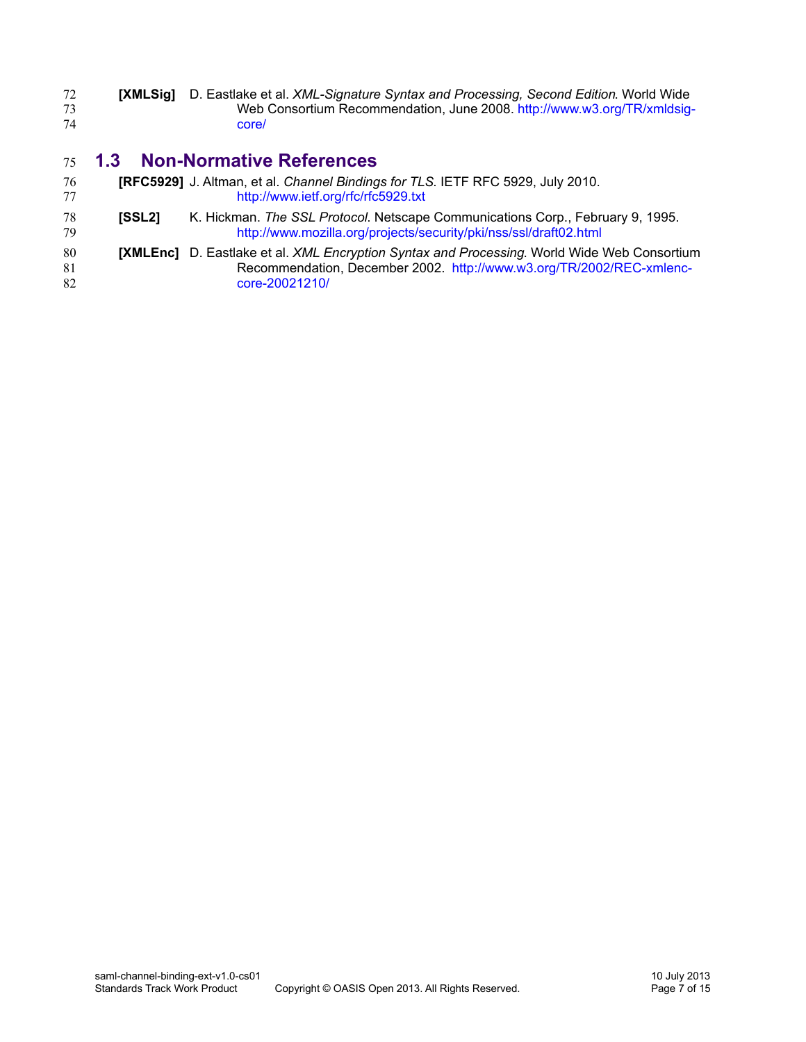**[XMLSig]** D. Eastlake et al. *XML-Signature Syntax and Processing, Second Edition*. World Wide Web Consortium Recommendation, June 2008. http://www.w3.org/TR/xmldsig-core/

## 1.3 Non-Normative References

**[RFC5929]** J. Altman, et al. *Channel Bindings for TLS*. IETF RFC 5929, July 2010. http://www.ietf.org/rfc/rfc5929.txt

**[SSL2]** K. Hickman. *The SSL Protocol*. Netscape Communications Corp., February 9, 1995. http://www.mozilla.org/projects/security/pki/nss/ssl/draft02.html

**[XMLEnc]** D. Eastlake et al. *XML Encryption Syntax and Processing*. World Wide Web Consortium Recommendation, December 2002. http://www.w3.org/TR/2002/REC-xmlenc-core-20021210/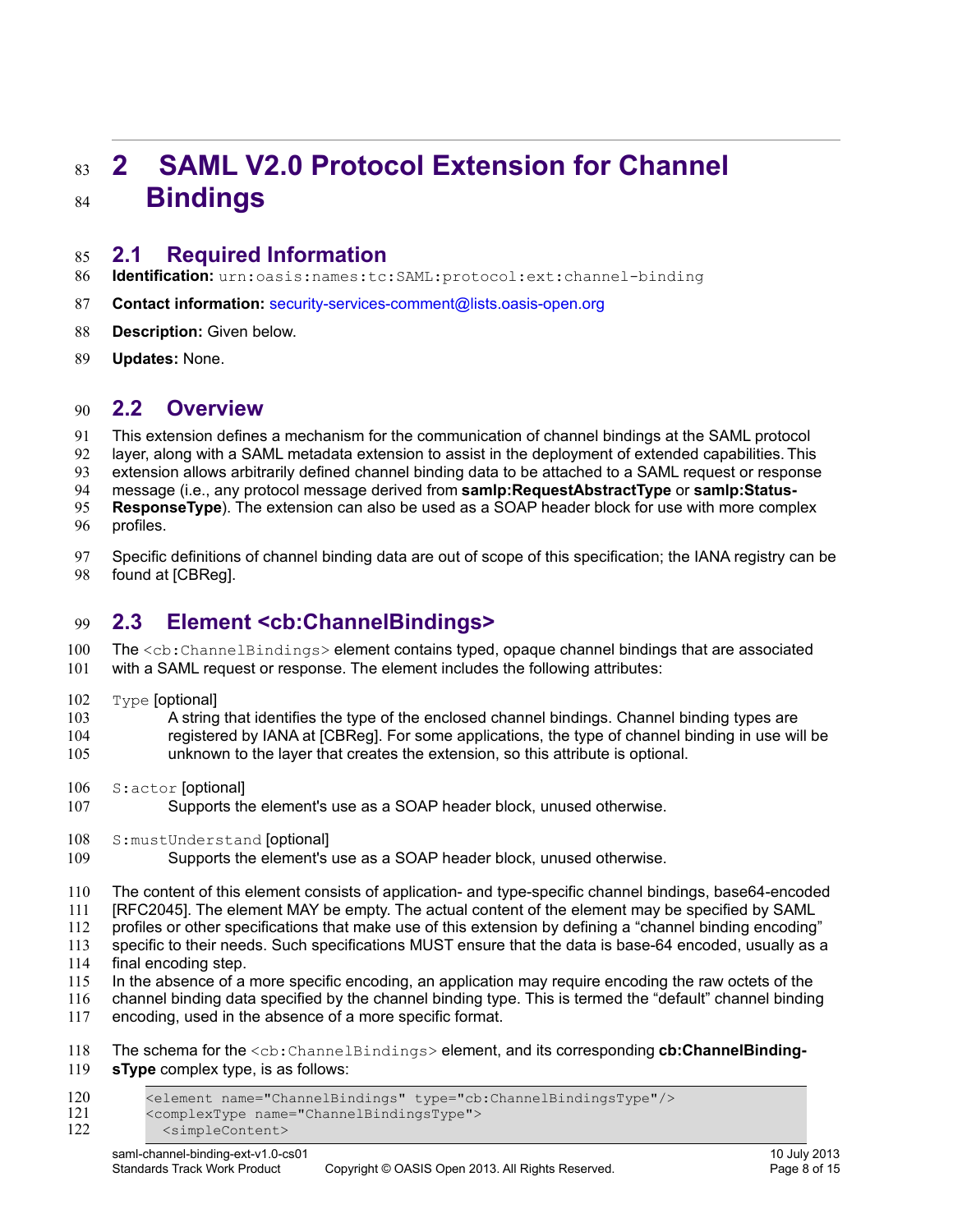# 2 SAML V2.0 Protocol Extension for Channel Bindings

## 2.1 Required Information

**Identification:** `urn:oasis:names:tc:SAML:protocol:ext:channel-binding`

**Contact information:** security-services-comment@lists.oasis-open.org

**Description:** Given below.

**Updates:** None.

## 2.2 Overview

This extension defines a mechanism for the communication of channel bindings at the SAML protocol layer, along with a SAML metadata extension to assist in the deployment of extended capabilities. This extension allows arbitrarily defined channel binding data to be attached to a SAML request or response message (i.e., any protocol message derived from **samlp:RequestAbstractType** or **samlp:StatusResponseType**). The extension can also be used as a SOAP header block for use with more complex profiles.

Specific definitions of channel binding data are out of scope of this specification; the IANA registry can be found at [CBReg].

## 2.3 Element <cb:ChannelBindings>

The `<cb:ChannelBindings>` element contains typed, opaque channel bindings that are associated with a SAML request or response. The element includes the following attributes:

`Type` [optional]
: A string that identifies the type of the enclosed channel bindings. Channel binding types are registered by IANA at [CBReg]. For some applications, the type of channel binding in use will be unknown to the layer that creates the extension, so this attribute is optional.

`S:actor` [optional]
: Supports the element's use as a SOAP header block, unused otherwise.

`S:mustUnderstand` [optional]
: Supports the element's use as a SOAP header block, unused otherwise.

The content of this element consists of application- and type-specific channel bindings, base64-encoded [RFC2045]. The element MAY be empty. The actual content of the element may be specified by SAML profiles or other specifications that make use of this extension by defining a "channel binding encoding" specific to their needs. Such specifications MUST ensure that the data is base-64 encoded, usually as a final encoding step.
In the absence of a more specific encoding, an application may require encoding the raw octets of the channel binding data specified by the channel binding type. This is termed the "default" channel binding encoding, used in the absence of a more specific format.

The schema for the `<cb:ChannelBindings>` element, and its corresponding **cb:ChannelBindingsType** complex type, is as follows:

```
<element name="ChannelBindings" type="cb:ChannelBindingsType"/>
<complexType name="ChannelBindingsType">
  <simpleContent>
```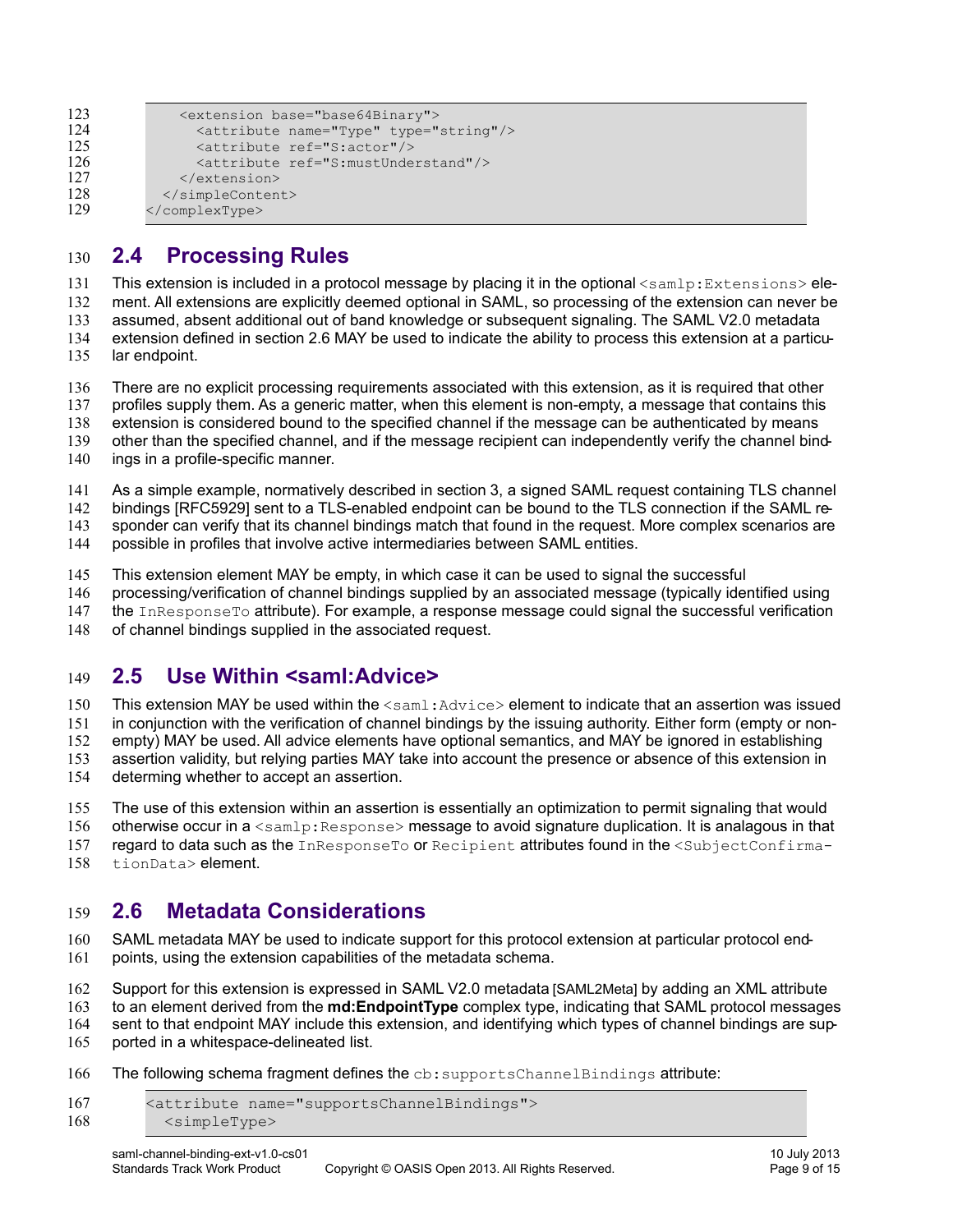```
      <extension base="base64Binary">
        <attribute name="Type" type="string"/>
        <attribute ref="S:actor"/>
        <attribute ref="S:mustUnderstand"/>
      </extension>
    </simpleContent>
  </complexType>
```

## 2.4 Processing Rules

This extension is included in a protocol message by placing it in the optional `<samlp:Extensions>` element. All extensions are explicitly deemed optional in SAML, so processing of the extension can never be assumed, absent additional out of band knowledge or subsequent signaling. The SAML V2.0 metadata extension defined in section 2.6 MAY be used to indicate the ability to process this extension at a particular endpoint.

There are no explicit processing requirements associated with this extension, as it is required that other profiles supply them. As a generic matter, when this element is non-empty, a message that contains this extension is considered bound to the specified channel if the message can be authenticated by means other than the specified channel, and if the message recipient can independently verify the channel bindings in a profile-specific manner.

As a simple example, normatively described in section 3, a signed SAML request containing TLS channel bindings [RFC5929] sent to a TLS-enabled endpoint can be bound to the TLS connection if the SAML responder can verify that its channel bindings match that found in the request. More complex scenarios are possible in profiles that involve active intermediaries between SAML entities.

This extension element MAY be empty, in which case it can be used to signal the successful processing/verification of channel bindings supplied by an associated message (typically identified using the `InResponseTo` attribute). For example, a response message could signal the successful verification of channel bindings supplied in the associated request.

## 2.5 Use Within <saml:Advice>

This extension MAY be used within the `<saml:Advice>` element to indicate that an assertion was issued in conjunction with the verification of channel bindings by the issuing authority. Either form (empty or non-empty) MAY be used. All advice elements have optional semantics, and MAY be ignored in establishing assertion validity, but relying parties MAY take into account the presence or absence of this extension in determing whether to accept an assertion.

The use of this extension within an assertion is essentially an optimization to permit signaling that would otherwise occur in a `<samlp:Response>` message to avoid signature duplication. It is analagous in that regard to data such as the `InResponseTo` or `Recipient` attributes found in the `<SubjectConfirmationData>` element.

## 2.6 Metadata Considerations

SAML metadata MAY be used to indicate support for this protocol extension at particular protocol endpoints, using the extension capabilities of the metadata schema.

Support for this extension is expressed in SAML V2.0 metadata [SAML2Meta] by adding an XML attribute to an element derived from the **md:EndpointType** complex type, indicating that SAML protocol messages sent to that endpoint MAY include this extension, and identifying which types of channel bindings are supported in a whitespace-delineated list.

The following schema fragment defines the `cb:supportsChannelBindings` attribute:

```
<attribute name="supportsChannelBindings">
  <simpleType>
```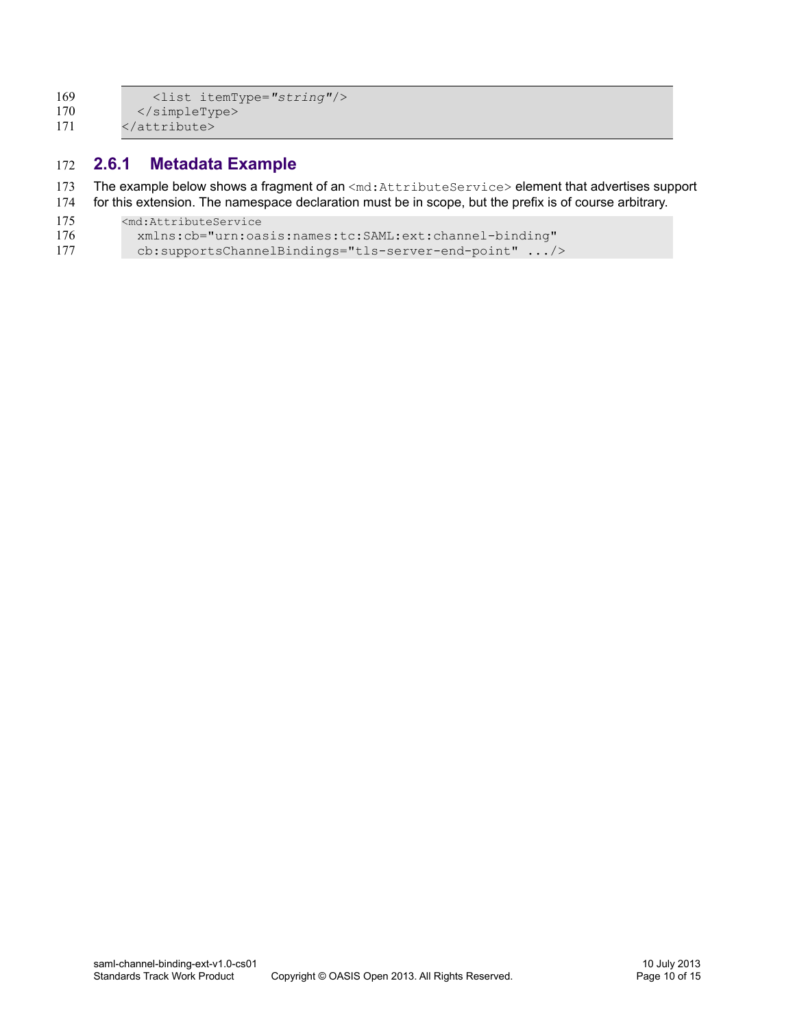```
    <list itemType="string"/>
  </simpleType>
</attribute>
```

### 2.6.1 Metadata Example

The example below shows a fragment of an `<md:AttributeService>` element that advertises support for this extension. The namespace declaration must be in scope, but the prefix is of course arbitrary.

```
<md:AttributeService
  xmlns:cb="urn:oasis:names:tc:SAML:ext:channel-binding"
  cb:supportsChannelBindings="tls-server-end-point" .../>
```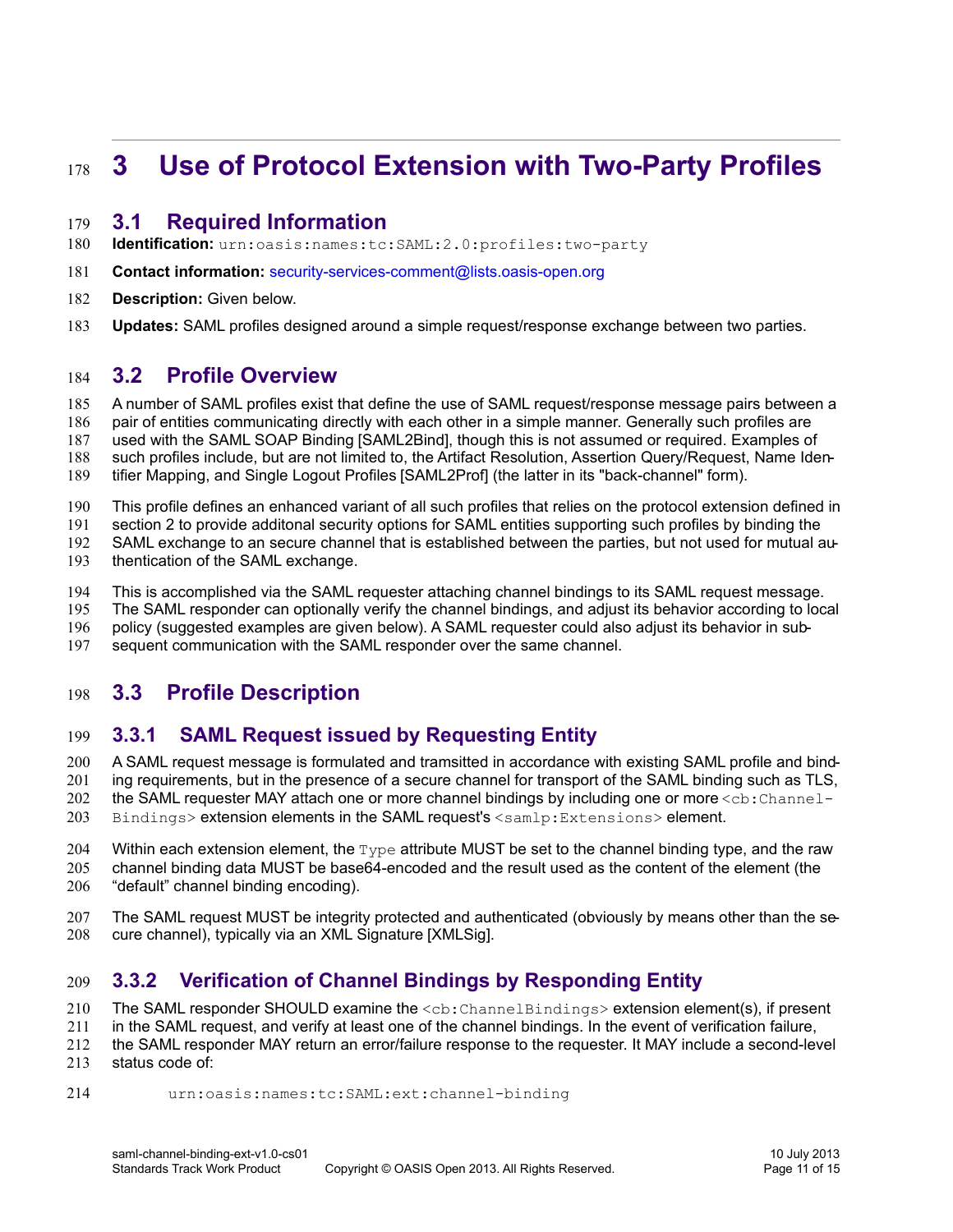# 3 Use of Protocol Extension with Two-Party Profiles

## 3.1 Required Information

**Identification:** `urn:oasis:names:tc:SAML:2.0:profiles:two-party`

**Contact information:** security-services-comment@lists.oasis-open.org

**Description:** Given below.

**Updates:** SAML profiles designed around a simple request/response exchange between two parties.

## 3.2 Profile Overview

A number of SAML profiles exist that define the use of SAML request/response message pairs between a pair of entities communicating directly with each other in a simple manner. Generally such profiles are used with the SAML SOAP Binding [SAML2Bind], though this is not assumed or required. Examples of such profiles include, but are not limited to, the Artifact Resolution, Assertion Query/Request, Name Identifier Mapping, and Single Logout Profiles [SAML2Prof] (the latter in its "back-channel" form).

This profile defines an enhanced variant of all such profiles that relies on the protocol extension defined in section 2 to provide additonal security options for SAML entities supporting such profiles by binding the SAML exchange to an secure channel that is established between the parties, but not used for mutual authentication of the SAML exchange.

This is accomplished via the SAML requester attaching channel bindings to its SAML request message. The SAML responder can optionally verify the channel bindings, and adjust its behavior according to local policy (suggested examples are given below). A SAML requester could also adjust its behavior in subsequent communication with the SAML responder over the same channel.

## 3.3 Profile Description

### 3.3.1 SAML Request issued by Requesting Entity

A SAML request message is formulated and tramsitted in accordance with existing SAML profile and binding requirements, but in the presence of a secure channel for transport of the SAML binding such as TLS, the SAML requester MAY attach one or more channel bindings by including one or more `<cb:ChannelBindings>` extension elements in the SAML request's `<samlp:Extensions>` element.

Within each extension element, the `Type` attribute MUST be set to the channel binding type, and the raw channel binding data MUST be base64-encoded and the result used as the content of the element (the "default" channel binding encoding).

The SAML request MUST be integrity protected and authenticated (obviously by means other than the secure channel), typically via an XML Signature [XMLSig].

### 3.3.2 Verification of Channel Bindings by Responding Entity

The SAML responder SHOULD examine the `<cb:ChannelBindings>` extension element(s), if present in the SAML request, and verify at least one of the channel bindings. In the event of verification failure, the SAML responder MAY return an error/failure response to the requester. It MAY include a second-level status code of:

```
urn:oasis:names:tc:SAML:ext:channel-binding
```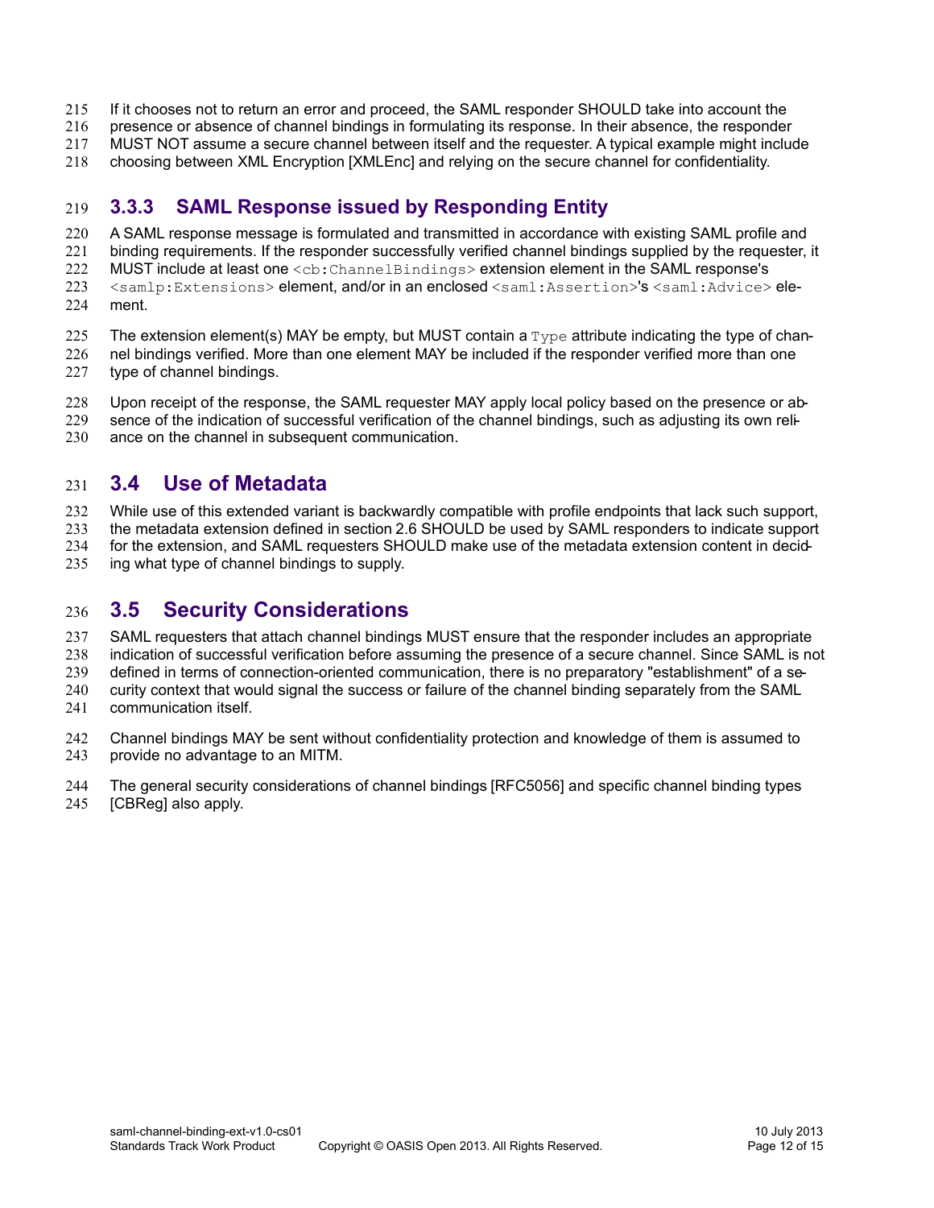If it chooses not to return an error and proceed, the SAML responder SHOULD take into account the presence or absence of channel bindings in formulating its response. In their absence, the responder MUST NOT assume a secure channel between itself and the requester. A typical example might include choosing between XML Encryption [XMLEnc] and relying on the secure channel for confidentiality.

### 3.3.3 SAML Response issued by Responding Entity

A SAML response message is formulated and transmitted in accordance with existing SAML profile and binding requirements. If the responder successfully verified channel bindings supplied by the requester, it MUST include at least one `<cb:ChannelBindings>` extension element in the SAML response's `<samlp:Extensions>` element, and/or in an enclosed `<saml:Assertion>`'s `<saml:Advice>` element.

The extension element(s) MAY be empty, but MUST contain a `Type` attribute indicating the type of channel bindings verified. More than one element MAY be included if the responder verified more than one type of channel bindings.

Upon receipt of the response, the SAML requester MAY apply local policy based on the presence or absence of the indication of successful verification of the channel bindings, such as adjusting its own reliance on the channel in subsequent communication.

## 3.4 Use of Metadata

While use of this extended variant is backwardly compatible with profile endpoints that lack such support, the metadata extension defined in section 2.6 SHOULD be used by SAML responders to indicate support for the extension, and SAML requesters SHOULD make use of the metadata extension content in deciding what type of channel bindings to supply.

## 3.5 Security Considerations

SAML requesters that attach channel bindings MUST ensure that the responder includes an appropriate indication of successful verification before assuming the presence of a secure channel. Since SAML is not defined in terms of connection-oriented communication, there is no preparatory "establishment" of a security context that would signal the success or failure of the channel binding separately from the SAML communication itself.

Channel bindings MAY be sent without confidentiality protection and knowledge of them is assumed to provide no advantage to an MITM.

The general security considerations of channel bindings [RFC5056] and specific channel binding types [CBReg] also apply.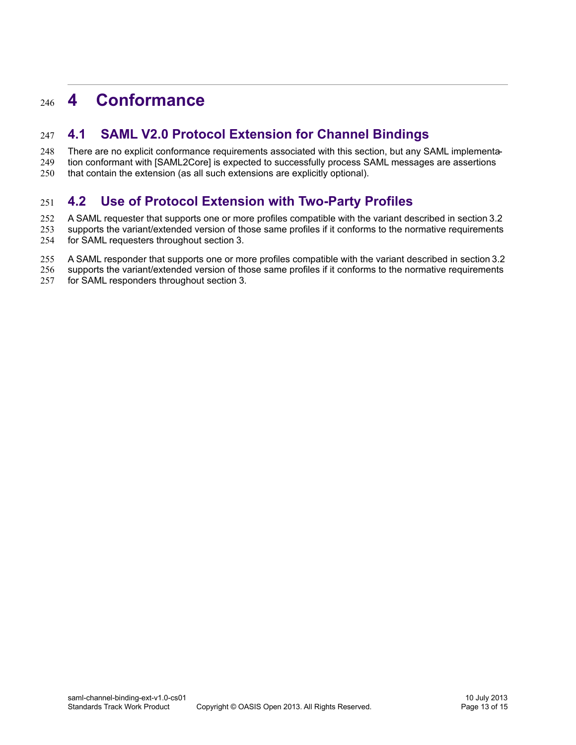# 4 Conformance

## 4.1 SAML V2.0 Protocol Extension for Channel Bindings

There are no explicit conformance requirements associated with this section, but any SAML implementation conformant with [SAML2Core] is expected to successfully process SAML messages are assertions that contain the extension (as all such extensions are explicitly optional).

## 4.2 Use of Protocol Extension with Two-Party Profiles

A SAML requester that supports one or more profiles compatible with the variant described in section 3.2 supports the variant/extended version of those same profiles if it conforms to the normative requirements for SAML requesters throughout section 3.

A SAML responder that supports one or more profiles compatible with the variant described in section 3.2 supports the variant/extended version of those same profiles if it conforms to the normative requirements for SAML responders throughout section 3.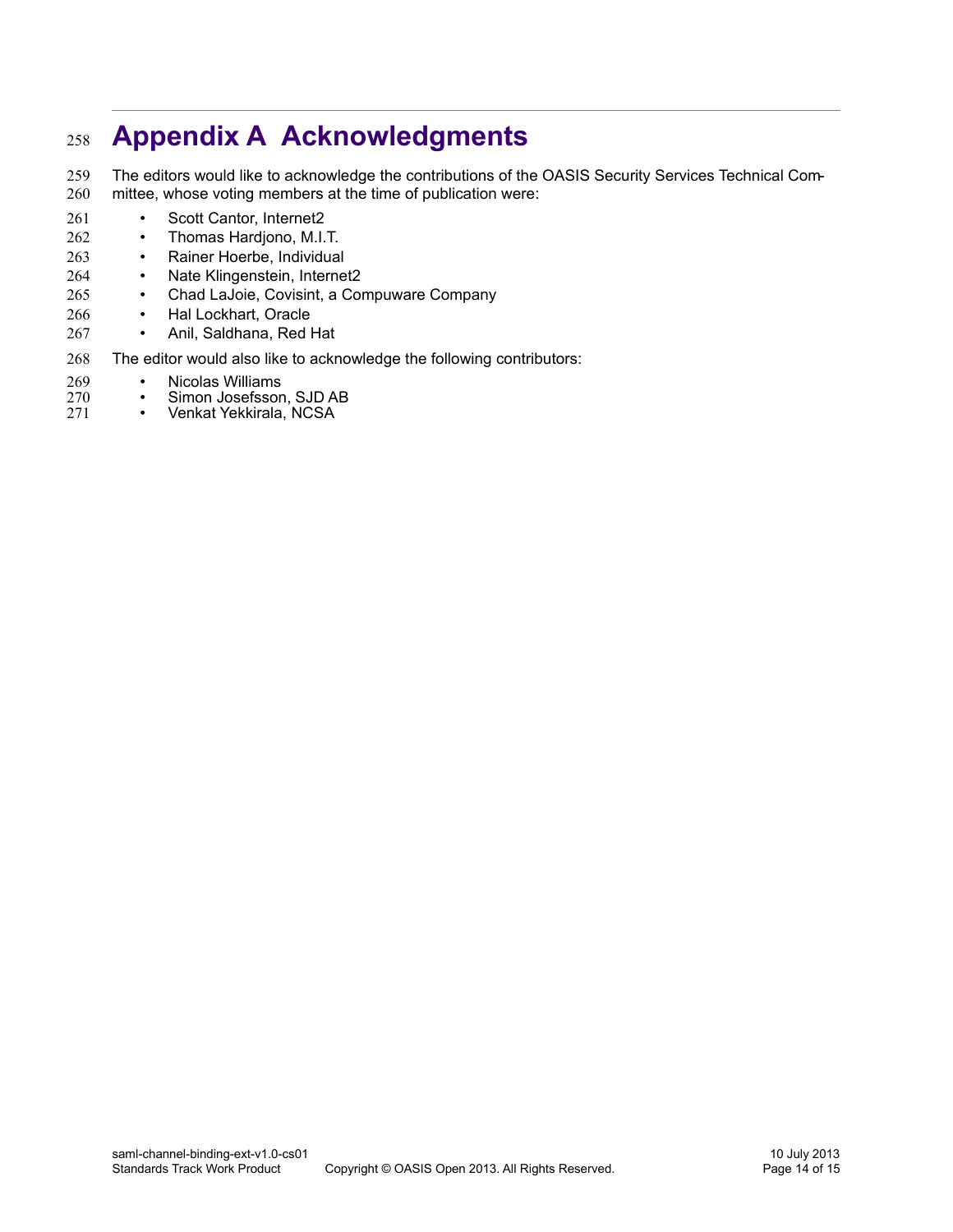# Appendix A Acknowledgments

The editors would like to acknowledge the contributions of the OASIS Security Services Technical Committee, whose voting members at the time of publication were:

- Scott Cantor, Internet2
- Thomas Hardjono, M.I.T.
- Rainer Hoerbe, Individual
- Nate Klingenstein, Internet2
- Chad LaJoie, Covisint, a Compuware Company
- Hal Lockhart, Oracle
- Anil, Saldhana, Red Hat

The editor would also like to acknowledge the following contributors:

- Nicolas Williams
- Simon Josefsson, SJD AB
- Venkat Yekkirala, NCSA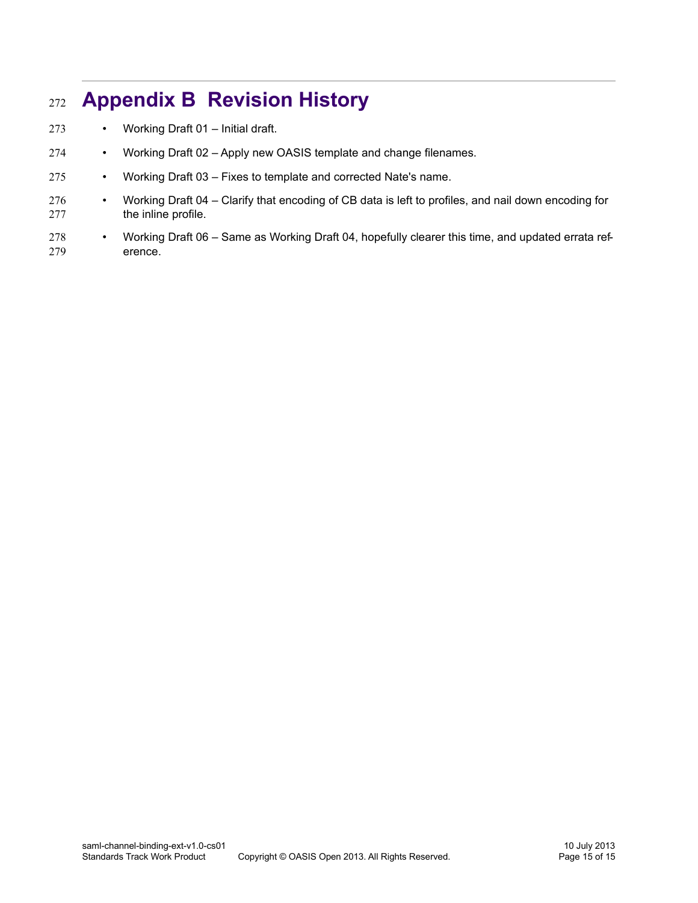# Appendix B  Revision History

- Working Draft 01 – Initial draft.
- Working Draft 02 – Apply new OASIS template and change filenames.
- Working Draft 03 – Fixes to template and corrected Nate's name.
- Working Draft 04 – Clarify that encoding of CB data is left to profiles, and nail down encoding for the inline profile.
- Working Draft 06 – Same as Working Draft 04, hopefully clearer this time, and updated errata reference.